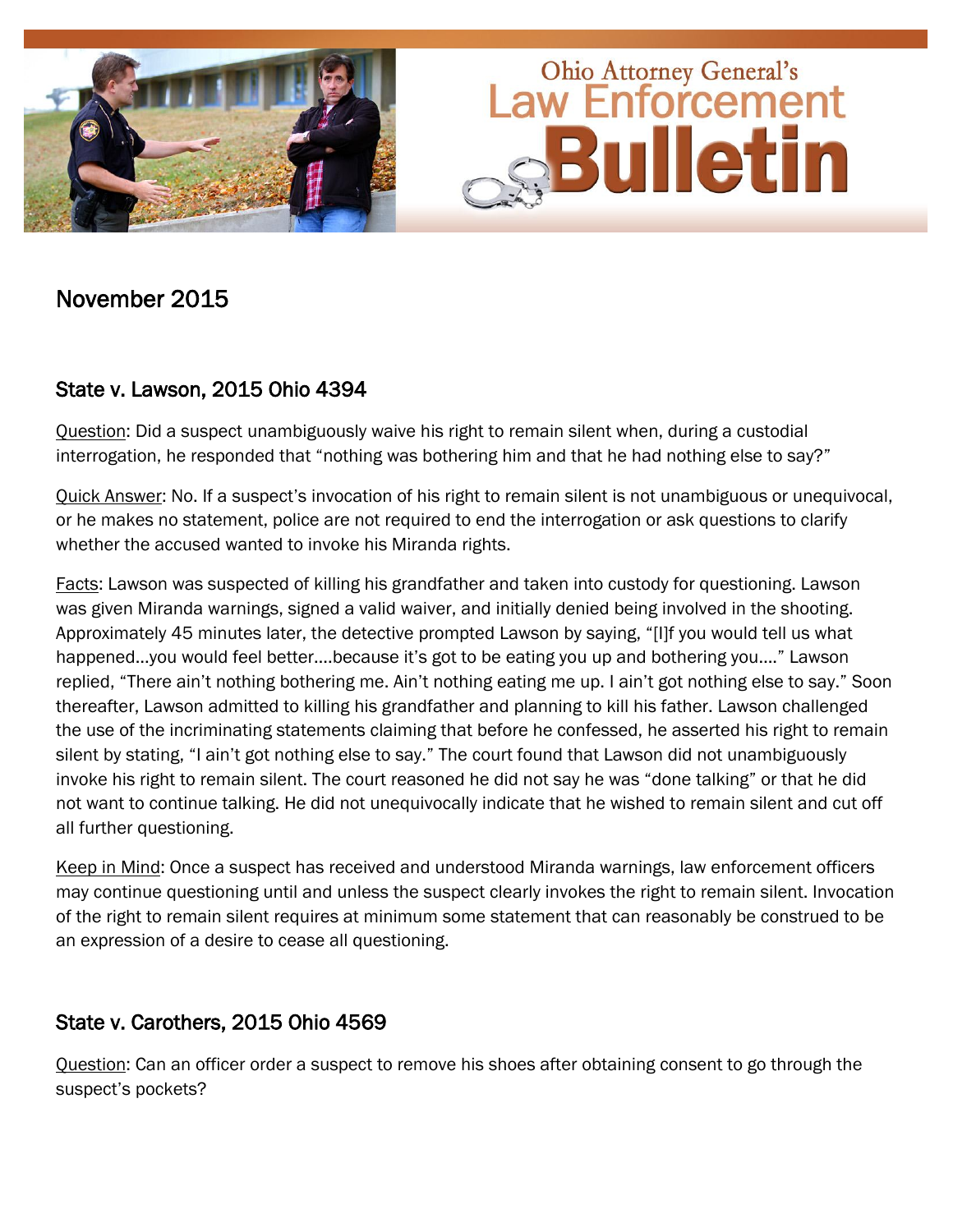# Ohio Attorney General's Law Enforcement Bulletin

## November 2015

### State v. Lawson, 2015 Ohio 4394

Question: Did a suspect unambiguously waive his right to remain silent when, during a custodial interrogation, he responded that "nothing was bothering him and that he had nothing else to say?"

Quick Answer: No. If a suspect's invocation of his right to remain silent is not unambiguous or unequivocal, or he makes no statement, police are not required to end the interrogation or ask questions to clarify whether the accused wanted to invoke his Miranda rights.

Facts: Lawson was suspected of killing his grandfather and taken into custody for questioning. Lawson was given Miranda warnings, signed a valid waiver, and initially denied being involved in the shooting. Approximately 45 minutes later, the detective prompted Lawson by saying, "[I]f you would tell us what happened…you would feel better….because it's got to be eating you up and bothering you…." Lawson replied, "There ain't nothing bothering me. Ain't nothing eating me up. I ain't got nothing else to say." Soon thereafter, Lawson admitted to killing his grandfather and planning to kill his father. Lawson challenged the use of the incriminating statements claiming that before he confessed, he asserted his right to remain silent by stating, "I ain't got nothing else to say." The court found that Lawson did not unambiguously invoke his right to remain silent. The court reasoned he did not say he was "done talking" or that he did not want to continue talking. He did not unequivocally indicate that he wished to remain silent and cut off all further questioning.

Keep in Mind: Once a suspect has received and understood Miranda warnings, law enforcement officers may continue questioning until and unless the suspect clearly invokes the right to remain silent. Invocation of the right to remain silent requires at minimum some statement that can reasonably be construed to be an expression of a desire to cease all questioning.

### State v. Carothers, 2015 Ohio 4569

Question: Can an officer order a suspect to remove his shoes after obtaining consent to go through the suspect's pockets?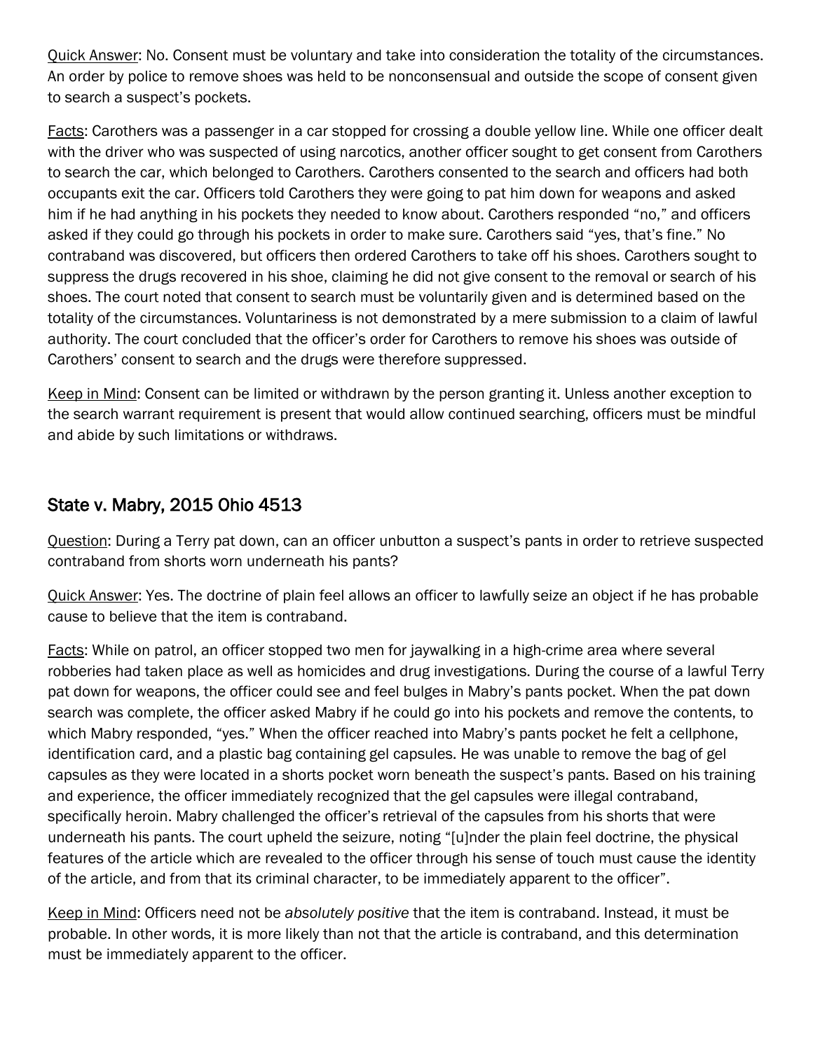Quick Answer: No. Consent must be voluntary and take into consideration the totality of the circumstances. An order by police to remove shoes was held to be nonconsensual and outside the scope of consent given to search a suspect's pockets.

Facts: Carothers was a passenger in a car stopped for crossing a double yellow line. While one officer dealt with the driver who was suspected of using narcotics, another officer sought to get consent from Carothers to search the car, which belonged to Carothers. Carothers consented to the search and officers had both occupants exit the car. Officers told Carothers they were going to pat him down for weapons and asked him if he had anything in his pockets they needed to know about. Carothers responded "no," and officers asked if they could go through his pockets in order to make sure. Carothers said "yes, that's fine." No contraband was discovered, but officers then ordered Carothers to take off his shoes. Carothers sought to suppress the drugs recovered in his shoe, claiming he did not give consent to the removal or search of his shoes. The court noted that consent to search must be voluntarily given and is determined based on the totality of the circumstances. Voluntariness is not demonstrated by a mere submission to a claim of lawful authority. The court concluded that the officer's order for Carothers to remove his shoes was outside of Carothers' consent to search and the drugs were therefore suppressed.

Keep in Mind: Consent can be limited or withdrawn by the person granting it. Unless another exception to the search warrant requirement is present that would allow continued searching, officers must be mindful and abide by such limitations or withdraws.

## State v. Mabry, 2015 Ohio 4513

Question: During a Terry pat down, can an officer unbutton a suspect's pants in order to retrieve suspected contraband from shorts worn underneath his pants?

Quick Answer: Yes. The doctrine of plain feel allows an officer to lawfully seize an object if he has probable cause to believe that the item is contraband.

Facts: While on patrol, an officer stopped two men for jaywalking in a high-crime area where several robberies had taken place as well as homicides and drug investigations. During the course of a lawful Terry pat down for weapons, the officer could see and feel bulges in Mabry's pants pocket. When the pat down search was complete, the officer asked Mabry if he could go into his pockets and remove the contents, to which Mabry responded, "yes." When the officer reached into Mabry's pants pocket he felt a cellphone, identification card, and a plastic bag containing gel capsules. He was unable to remove the bag of gel capsules as they were located in a shorts pocket worn beneath the suspect's pants. Based on his training and experience, the officer immediately recognized that the gel capsules were illegal contraband, specifically heroin. Mabry challenged the officer's retrieval of the capsules from his shorts that were underneath his pants. The court upheld the seizure, noting "[u]nder the plain feel doctrine, the physical features of the article which are revealed to the officer through his sense of touch must cause the identity of the article, and from that its criminal character, to be immediately apparent to the officer".

Keep in Mind: Officers need not be *absolutely positive* that the item is contraband. Instead, it must be probable. In other words, it is more likely than not that the article is contraband, and this determination must be immediately apparent to the officer.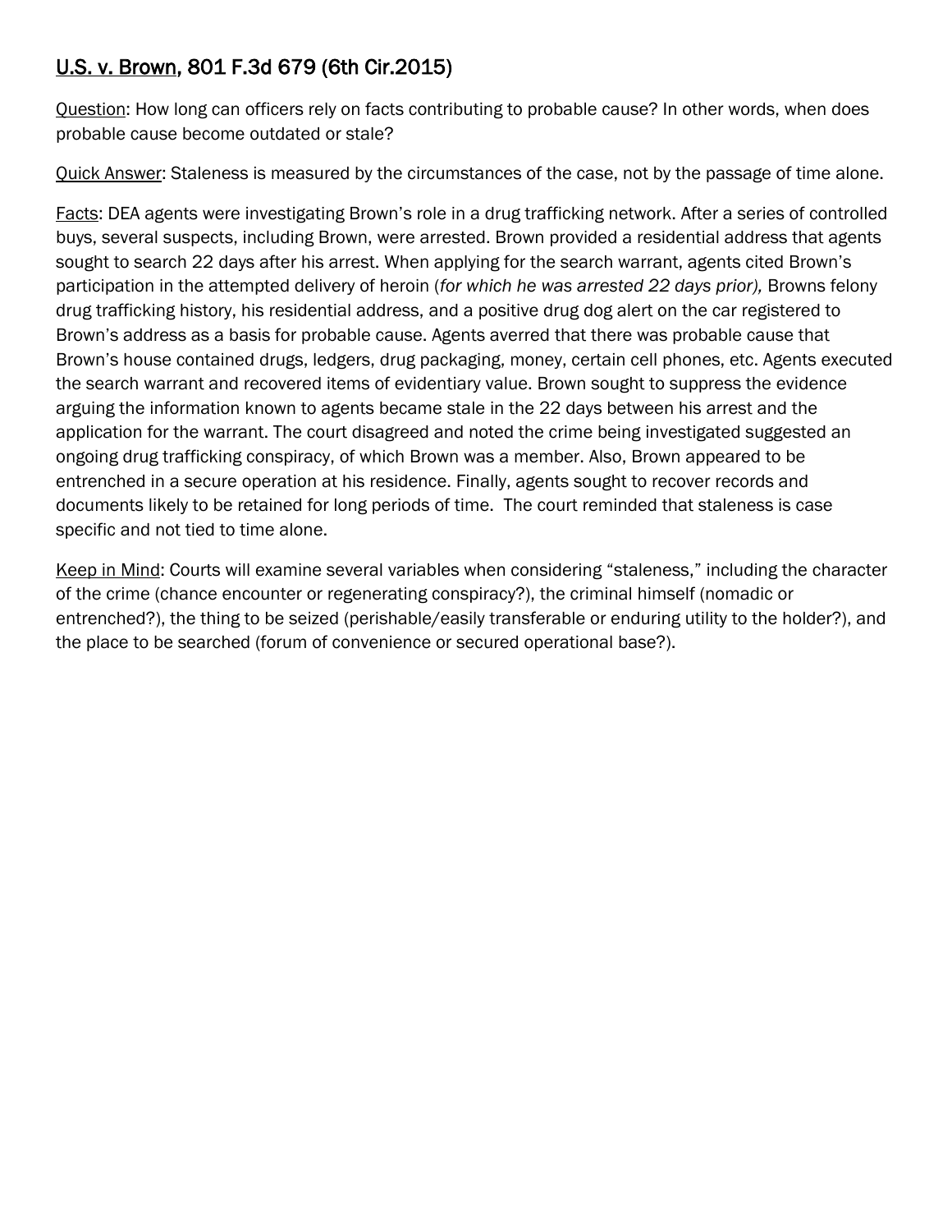## U.S. v. Brown, 801 F.3d 679 (6th Cir.2015)

Question: How long can officers rely on facts contributing to probable cause? In other words, when does probable cause become outdated or stale?

Quick Answer: Staleness is measured by the circumstances of the case, not by the passage of time alone.

Facts: DEA agents were investigating Brown's role in a drug trafficking network. After a series of controlled buys, several suspects, including Brown, were arrested. Brown provided a residential address that agents sought to search 22 days after his arrest. When applying for the search warrant, agents cited Brown's participation in the attempted delivery of heroin (*for which he was arrested 22 days prior),* Browns felony drug trafficking history, his residential address, and a positive drug dog alert on the car registered to Brown's address as a basis for probable cause. Agents averred that there was probable cause that Brown's house contained drugs, ledgers, drug packaging, money, certain cell phones, etc. Agents executed the search warrant and recovered items of evidentiary value. Brown sought to suppress the evidence arguing the information known to agents became stale in the 22 days between his arrest and the application for the warrant. The court disagreed and noted the crime being investigated suggested an ongoing drug trafficking conspiracy, of which Brown was a member. Also, Brown appeared to be entrenched in a secure operation at his residence. Finally, agents sought to recover records and documents likely to be retained for long periods of time. The court reminded that staleness is case specific and not tied to time alone.

Keep in Mind: Courts will examine several variables when considering "staleness," including the character of the crime (chance encounter or regenerating conspiracy?), the criminal himself (nomadic or entrenched?), the thing to be seized (perishable/easily transferable or enduring utility to the holder?), and the place to be searched (forum of convenience or secured operational base?).